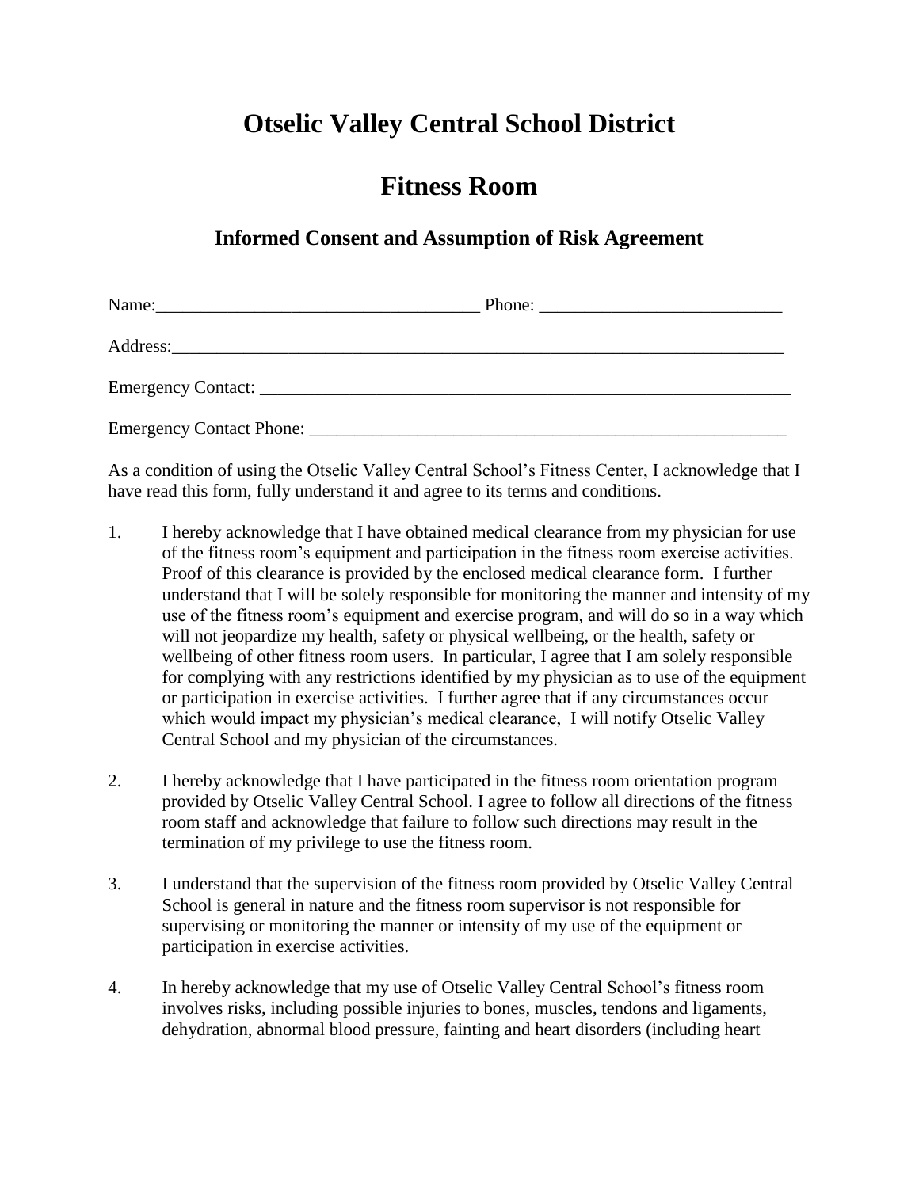# Otselic Valley Central School District

# Fitness Room

### Informed Consent and Assumption of Risk Agreement

Name:___________________________________ Phone: ___________________________

Address:_______________________________________________________________________

Emergency Contact: _______________________________________________________________

Emergency Contact Phone: __________________________________________________________

As a condition of using the Otselic Valley Central School's Fitness Center, I acknowledge that I have read this form, fully understand it and agree to its terms and conditions.

1. I hereby acknowledge that I have obtained medical clearance from my physician for use of the fitness room's equipment and participation in the fitness room exercise activities. Proof of this clearance is provided by the enclosed medical clearance form. I further understand that I will be solely responsible for monitoring the manner and intensity of my use of the fitness room's equipment and exercise program, and will do so in a way which will not jeopardize my health, safety or physical wellbeing, or the health, safety or wellbeing of other fitness room users. In particular, I agree that I am solely responsible for complying with any restrictions identified by my physician as to use of the equipment or participation in exercise activities. I further agree that if any circumstances occur which would impact my physician's medical clearance, I will notify Otselic Valley Central School and my physician of the circumstances.

2. I hereby acknowledge that I have participated in the fitness room orientation program provided by Otselic Valley Central School. I agree to follow all directions of the fitness room staff and acknowledge that failure to follow such directions may result in the termination of my privilege to use the fitness room.

3. I understand that the supervision of the fitness room provided by Otselic Valley Central School is general in nature and the fitness room supervisor is not responsible for supervising or monitoring the manner or intensity of my use of the equipment or participation in exercise activities.

4. In hereby acknowledge that my use of Otselic Valley Central School's fitness room involves risks, including possible injuries to bones, muscles, tendons and ligaments, dehydration, abnormal blood pressure, fainting and heart disorders (including heart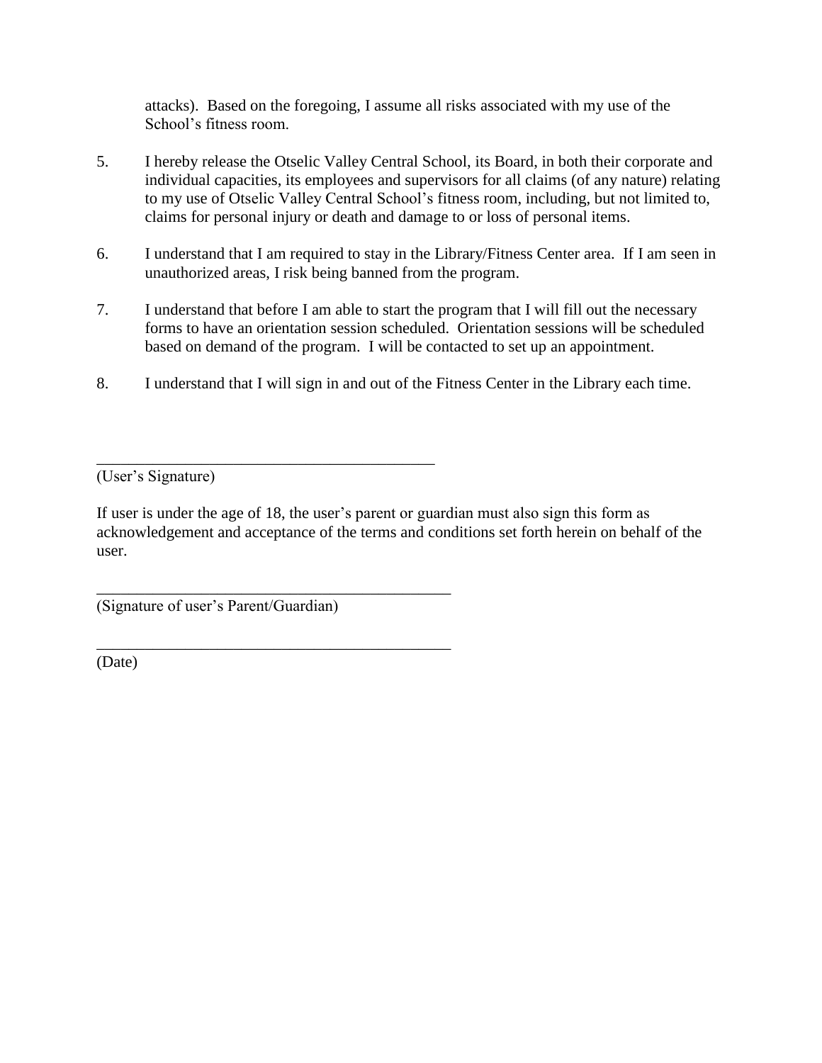attacks). Based on the foregoing, I assume all risks associated with my use of the School's fitness room.

5. I hereby release the Otselic Valley Central School, its Board, in both their corporate and individual capacities, its employees and supervisors for all claims (of any nature) relating to my use of Otselic Valley Central School's fitness room, including, but not limited to, claims for personal injury or death and damage to or loss of personal items.

6. I understand that I am required to stay in the Library/Fitness Center area. If I am seen in unauthorized areas, I risk being banned from the program.

7. I understand that before I am able to start the program that I will fill out the necessary forms to have an orientation session scheduled. Orientation sessions will be scheduled based on demand of the program. I will be contacted to set up an appointment.

8. I understand that I will sign in and out of the Fitness Center in the Library each time.

_____________________________________________

(User's Signature)

If user is under the age of 18, the user's parent or guardian must also sign this form as acknowledgement and acceptance of the terms and conditions set forth herein on behalf of the user.

_____________________________________________

(Signature of user's Parent/Guardian)

_____________________________________________

(Date)